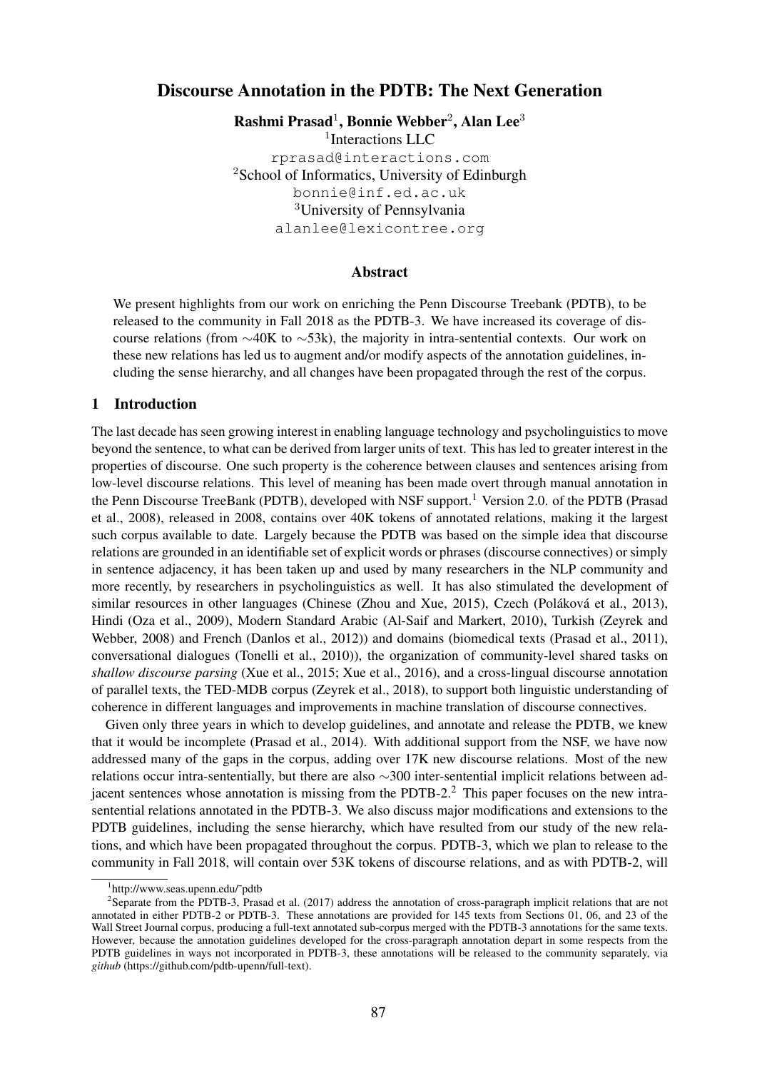# Discourse Annotation in the PDTB: The Next Generation

**Rashmi Prasad**[1], **Bonnie Webber**[2], **Alan Lee**[3]

[1]Interactions LLC
rprasad@interactions.com
[2]School of Informatics, University of Edinburgh
bonnie@inf.ed.ac.uk
[3]University of Pennsylvania
alanlee@lexicontree.org

## Abstract

We present highlights from our work on enriching the Penn Discourse Treebank (PDTB), to be released to the community in Fall 2018 as the PDTB-3. We have increased its coverage of discourse relations (from ∼40K to ∼53k), the majority in intra-sentential contexts. Our work on these new relations has led us to augment and/or modify aspects of the annotation guidelines, including the sense hierarchy, and all changes have been propagated through the rest of the corpus.

## 1 Introduction

The last decade has seen growing interest in enabling language technology and psycholinguistics to move beyond the sentence, to what can be derived from larger units of text. This has led to greater interest in the properties of discourse. One such property is the coherence between clauses and sentences arising from low-level discourse relations. This level of meaning has been made overt through manual annotation in the Penn Discourse TreeBank (PDTB), developed with NSF support.[1] Version 2.0. of the PDTB (Prasad et al., 2008), released in 2008, contains over 40K tokens of annotated relations, making it the largest such corpus available to date. Largely because the PDTB was based on the simple idea that discourse relations are grounded in an identifiable set of explicit words or phrases (discourse connectives) or simply in sentence adjacency, it has been taken up and used by many researchers in the NLP community and more recently, by researchers in psycholinguistics as well. It has also stimulated the development of similar resources in other languages (Chinese (Zhou and Xue, 2015), Czech (Poláková et al., 2013), Hindi (Oza et al., 2009), Modern Standard Arabic (Al-Saif and Markert, 2010), Turkish (Zeyrek and Webber, 2008) and French (Danlos et al., 2012)) and domains (biomedical texts (Prasad et al., 2011), conversational dialogues (Tonelli et al., 2010)), the organization of community-level shared tasks on *shallow discourse parsing* (Xue et al., 2015; Xue et al., 2016), and a cross-lingual discourse annotation of parallel texts, the TED-MDB corpus (Zeyrek et al., 2018), to support both linguistic understanding of coherence in different languages and improvements in machine translation of discourse connectives.

Given only three years in which to develop guidelines, and annotate and release the PDTB, we knew that it would be incomplete (Prasad et al., 2014). With additional support from the NSF, we have now addressed many of the gaps in the corpus, adding over 17K new discourse relations. Most of the new relations occur intra-sententially, but there are also ∼300 inter-sentential implicit relations between adjacent sentences whose annotation is missing from the PDTB-2.[2] This paper focuses on the new intra-sentential relations annotated in the PDTB-3. We also discuss major modifications and extensions to the PDTB guidelines, including the sense hierarchy, which have resulted from our study of the new relations, and which have been propagated throughout the corpus. PDTB-3, which we plan to release to the community in Fall 2018, will contain over 53K tokens of discourse relations, and as with PDTB-2, will

[1]http://www.seas.upenn.edu/˜pdtb

[2]Separate from the PDTB-3, Prasad et al. (2017) address the annotation of cross-paragraph implicit relations that are not annotated in either PDTB-2 or PDTB-3. These annotations are provided for 145 texts from Sections 01, 06, and 23 of the Wall Street Journal corpus, producing a full-text annotated sub-corpus merged with the PDTB-3 annotations for the same texts. However, because the annotation guidelines developed for the cross-paragraph annotation depart in some respects from the PDTB guidelines in ways not incorporated in PDTB-3, these annotations will be released to the community separately, via *github* (https://github.com/pdtb-upenn/full-text).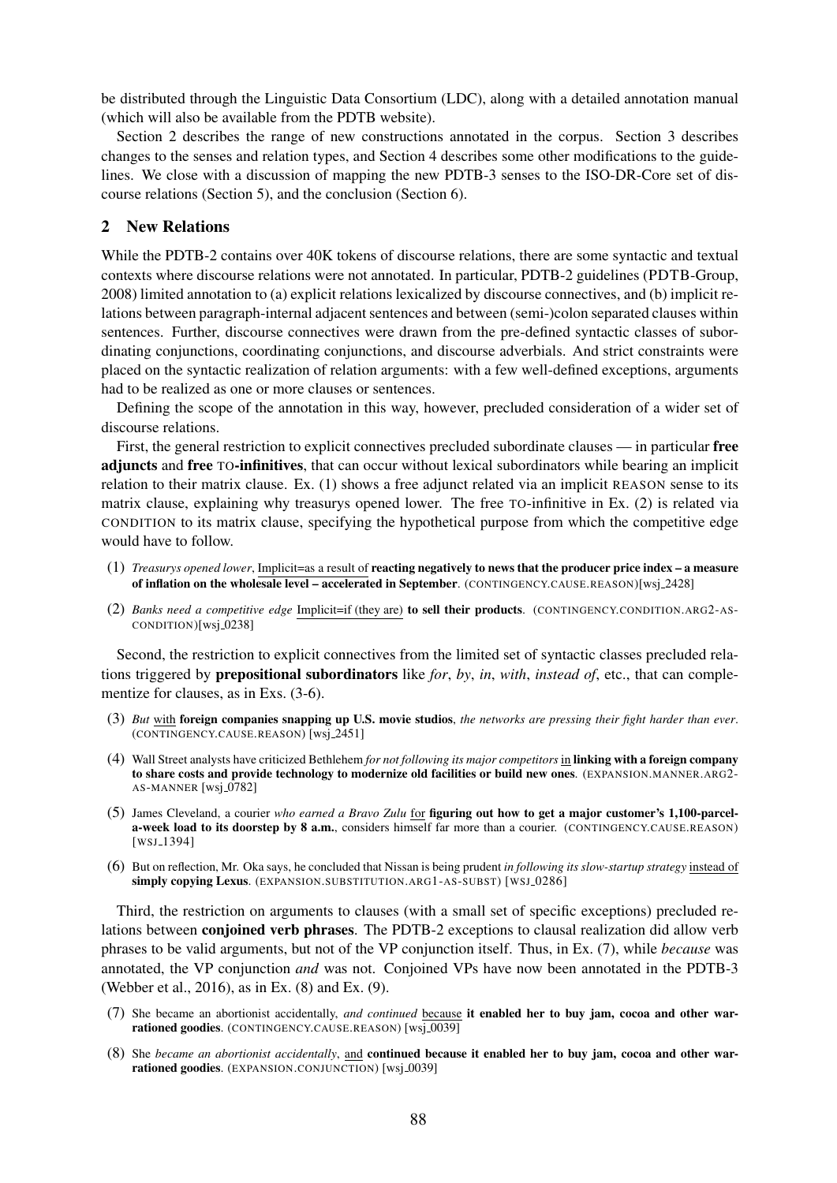be distributed through the Linguistic Data Consortium (LDC), along with a detailed annotation manual (which will also be available from the PDTB website).

Section 2 describes the range of new constructions annotated in the corpus. Section 3 describes changes to the senses and relation types, and Section 4 describes some other modifications to the guidelines. We close with a discussion of mapping the new PDTB-3 senses to the ISO-DR-Core set of discourse relations (Section 5), and the conclusion (Section 6).

## 2 New Relations

While the PDTB-2 contains over 40K tokens of discourse relations, there are some syntactic and textual contexts where discourse relations were not annotated. In particular, PDTB-2 guidelines (PDTB-Group, 2008) limited annotation to (a) explicit relations lexicalized by discourse connectives, and (b) implicit relations between paragraph-internal adjacent sentences and between (semi-)colon separated clauses within sentences. Further, discourse connectives were drawn from the pre-defined syntactic classes of subordinating conjunctions, coordinating conjunctions, and discourse adverbials. And strict constraints were placed on the syntactic realization of relation arguments: with a few well-defined exceptions, arguments had to be realized as one or more clauses or sentences.

Defining the scope of the annotation in this way, however, precluded consideration of a wider set of discourse relations.

First, the general restriction to explicit connectives precluded subordinate clauses — in particular **free adjuncts** and **free TO-infinitives**, that can occur without lexical subordinators while bearing an implicit relation to their matrix clause. Ex. (1) shows a free adjunct related via an implicit REASON sense to its matrix clause, explaining why treasurys opened lower. The free TO-infinitive in Ex. (2) is related via CONDITION to its matrix clause, specifying the hypothetical purpose from which the competitive edge would have to follow.

(1) *Treasurys opened lower*, Implicit=as a result of **reacting negatively to news that the producer price index – a measure of inflation on the wholesale level – accelerated in September**. (CONTINGENCY.CAUSE.REASON)[wsj_2428]

(2) *Banks need a competitive edge* Implicit=if (they are) **to sell their products**. (CONTINGENCY.CONDITION.ARG2-AS-CONDITION)[wsj_0238]

Second, the restriction to explicit connectives from the limited set of syntactic classes precluded relations triggered by **prepositional subordinators** like *for*, *by*, *in*, *with*, *instead of*, etc., that can complementize for clauses, as in Exs. (3-6).

(3) *But* with **foreign companies snapping up U.S. movie studios**, *the networks are pressing their fight harder than ever*. (CONTINGENCY.CAUSE.REASON) [wsj_2451]

(4) Wall Street analysts have criticized Bethlehem *for not following its major competitors* in **linking with a foreign company to share costs and provide technology to modernize old facilities or build new ones**. (EXPANSION.MANNER.ARG2-AS-MANNER [wsj_0782]

(5) James Cleveland, a courier *who earned a Bravo Zulu* for **figuring out how to get a major customer's 1,100-parcel-a-week load to its doorstep by 8 a.m.**, considers himself far more than a courier. (CONTINGENCY.CAUSE.REASON) [WSJ_1394]

(6) But on reflection, Mr. Oka says, he concluded that Nissan is being prudent *in following its slow-startup strategy* instead of **simply copying Lexus**. (EXPANSION.SUBSTITUTION.ARG1-AS-SUBST) [WSJ_0286]

Third, the restriction on arguments to clauses (with a small set of specific exceptions) precluded relations between **conjoined verb phrases**. The PDTB-2 exceptions to clausal realization did allow verb phrases to be valid arguments, but not of the VP conjunction itself. Thus, in Ex. (7), while *because* was annotated, the VP conjunction *and* was not. Conjoined VPs have now been annotated in the PDTB-3 (Webber et al., 2016), as in Ex. (8) and Ex. (9).

(7) She became an abortionist accidentally, *and continued* because **it enabled her to buy jam, cocoa and other war-rationed goodies**. (CONTINGENCY.CAUSE.REASON) [wsj_0039]

(8) She *became an abortionist accidentally*, and **continued because it enabled her to buy jam, cocoa and other war-rationed goodies**. (EXPANSION.CONJUNCTION) [wsj_0039]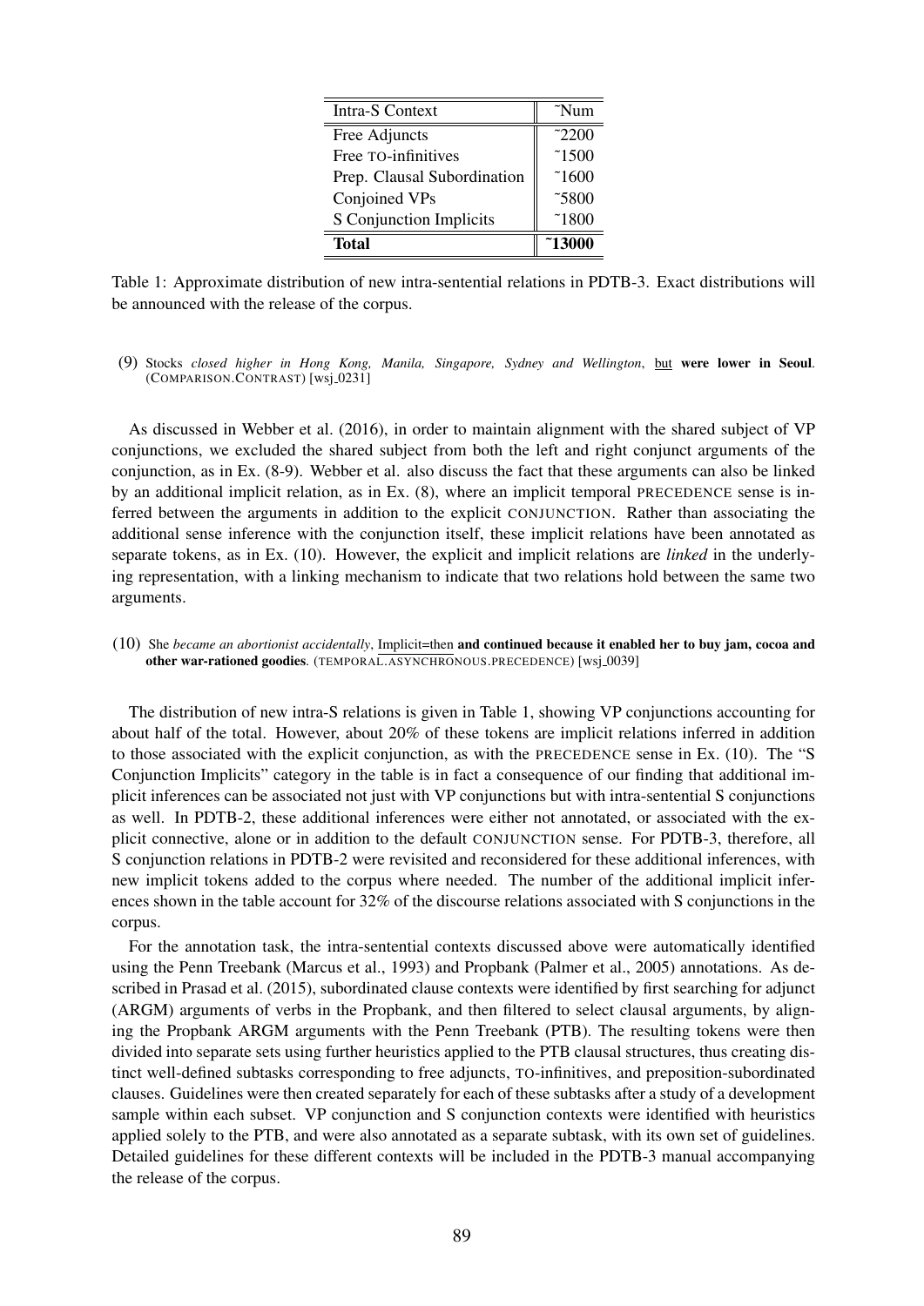| Intra-S Context | ~Num |
|---|---|
| Free Adjuncts | ~2200 |
| Free TO-infinitives | ~1500 |
| Prep. Clausal Subordination | ~1600 |
| Conjoined VPs | ~5800 |
| S Conjunction Implicits | ~1800 |
| **Total** | **~13000** |

Table 1: Approximate distribution of new intra-sentential relations in PDTB-3. Exact distributions will be announced with the release of the corpus.

(9) Stocks *closed higher in Hong Kong, Manila, Singapore, Sydney and Wellington*, but **were lower in Seoul**. (COMPARISON.CONTRAST) [wsj_0231]

As discussed in Webber et al. (2016), in order to maintain alignment with the shared subject of VP conjunctions, we excluded the shared subject from both the left and right conjunct arguments of the conjunction, as in Ex. (8-9). Webber et al. also discuss the fact that these arguments can also be linked by an additional implicit relation, as in Ex. (8), where an implicit temporal PRECEDENCE sense is inferred between the arguments in addition to the explicit CONJUNCTION. Rather than associating the additional sense inference with the conjunction itself, these implicit relations have been annotated as separate tokens, as in Ex. (10). However, the explicit and implicit relations are *linked* in the underlying representation, with a linking mechanism to indicate that two relations hold between the same two arguments.

(10) She *became an abortionist accidentally*, Implicit=then **and continued because it enabled her to buy jam, cocoa and other war-rationed goodies**. (TEMPORAL.ASYNCHRONOUS.PRECEDENCE) [wsj_0039]

The distribution of new intra-S relations is given in Table 1, showing VP conjunctions accounting for about half of the total. However, about 20% of these tokens are implicit relations inferred in addition to those associated with the explicit conjunction, as with the PRECEDENCE sense in Ex. (10). The "S Conjunction Implicits" category in the table is in fact a consequence of our finding that additional implicit inferences can be associated not just with VP conjunctions but with intra-sentential S conjunctions as well. In PDTB-2, these additional inferences were either not annotated, or associated with the explicit connective, alone or in addition to the default CONJUNCTION sense. For PDTB-3, therefore, all S conjunction relations in PDTB-2 were revisited and reconsidered for these additional inferences, with new implicit tokens added to the corpus where needed. The number of the additional implicit inferences shown in the table account for 32% of the discourse relations associated with S conjunctions in the corpus.

For the annotation task, the intra-sentential contexts discussed above were automatically identified using the Penn Treebank (Marcus et al., 1993) and Propbank (Palmer et al., 2005) annotations. As described in Prasad et al. (2015), subordinated clause contexts were identified by first searching for adjunct (ARGM) arguments of verbs in the Propbank, and then filtered to select clausal arguments, by aligning the Propbank ARGM arguments with the Penn Treebank (PTB). The resulting tokens were then divided into separate sets using further heuristics applied to the PTB clausal structures, thus creating distinct well-defined subtasks corresponding to free adjuncts, TO-infinitives, and preposition-subordinated clauses. Guidelines were then created separately for each of these subtasks after a study of a development sample within each subset. VP conjunction and S conjunction contexts were identified with heuristics applied solely to the PTB, and were also annotated as a separate subtask, with its own set of guidelines. Detailed guidelines for these different contexts will be included in the PDTB-3 manual accompanying the release of the corpus.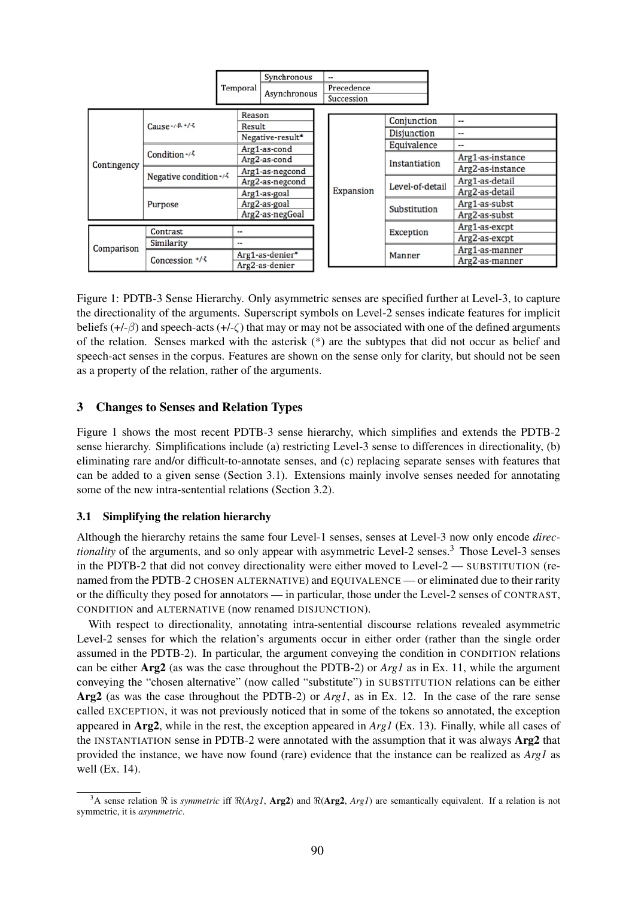| Level-1 | Level-2 | Level-3 |
|---|---|---|
| Temporal | Synchronous | -- |
| | Asynchronous | Precedence |
| | | Succession |
| Contingency | Cause $^{+/-\beta, +/-\zeta}$ | Reason |
| | | Result |
| | | Negative-result* |
| | Condition $^{+/-\zeta}$ | Arg1-as-cond |
| | | Arg2-as-cond |
| | Negative condition $^{+/-\zeta}$ | Arg1-as-negcond |
| | | Arg2-as-negcond |
| | Purpose | Arg1-as-goal |
| | | Arg2-as-goal |
| | | Arg2-as-negGoal |
| Comparison | Contrast | -- |
| | Similarity | -- |
| | Concession $^{+/-\zeta}$ | Arg1-as-denier* |
| | | Arg2-as-denier |
| Expansion | Conjunction | -- |
| | Disjunction | -- |
| | Equivalence | -- |
| | Instantiation | Arg1-as-instance |
| | | Arg2-as-instance |
| | Level-of-detail | Arg1-as-detail |
| | | Arg2-as-detail |
| | Substitution | Arg1-as-subst |
| | | Arg2-as-subst |
| | Exception | Arg1-as-excpt |
| | | Arg2-as-excpt |
| | Manner | Arg1-as-manner |
| | | Arg2-as-manner |

Figure 1: PDTB-3 Sense Hierarchy. Only asymmetric senses are specified further at Level-3, to capture the directionality of the arguments. Superscript symbols on Level-2 senses indicate features for implicit beliefs (+/-$\beta$) and speech-acts (+/-$\zeta$) that may or may not be associated with one of the defined arguments of the relation. Senses marked with the asterisk (*) are the subtypes that did not occur as belief and speech-act senses in the corpus. Features are shown on the sense only for clarity, but should not be seen as a property of the relation, rather of the arguments.

## 3 Changes to Senses and Relation Types

Figure 1 shows the most recent PDTB-3 sense hierarchy, which simplifies and extends the PDTB-2 sense hierarchy. Simplifications include (a) restricting Level-3 sense to differences in directionality, (b) eliminating rare and/or difficult-to-annotate senses, and (c) replacing separate senses with features that can be added to a given sense (Section 3.1). Extensions mainly involve senses needed for annotating some of the new intra-sentential relations (Section 3.2).

### 3.1 Simplifying the relation hierarchy

Although the hierarchy retains the same four Level-1 senses, senses at Level-3 now only encode *directionality* of the arguments, and so only appear with asymmetric Level-2 senses.[3] Those Level-3 senses in the PDTB-2 that did not convey directionality were either moved to Level-2 — SUBSTITUTION (renamed from the PDTB-2 CHOSEN ALTERNATIVE) and EQUIVALENCE — or eliminated due to their rarity or the difficulty they posed for annotators — in particular, those under the Level-2 senses of CONTRAST, CONDITION and ALTERNATIVE (now renamed DISJUNCTION).

With respect to directionality, annotating intra-sentential discourse relations revealed asymmetric Level-2 senses for which the relation's arguments occur in either order (rather than the single order assumed in the PDTB-2). In particular, the argument conveying the condition in CONDITION relations can be either **Arg2** (as was the case throughout the PDTB-2) or *Arg1* as in Ex. 11, while the argument conveying the "chosen alternative" (now called "substitute") in SUBSTITUTION relations can be either **Arg2** (as was the case throughout the PDTB-2) or *Arg1*, as in Ex. 12. In the case of the rare sense called EXCEPTION, it was not previously noticed that in some of the tokens so annotated, the exception appeared in **Arg2**, while in the rest, the exception appeared in *Arg1* (Ex. 13). Finally, while all cases of the INSTANTIATION sense in PDTB-2 were annotated with the assumption that it was always **Arg2** that provided the instance, we have now found (rare) evidence that the instance can be realized as *Arg1* as well (Ex. 14).

[3] A sense relation $\Re$ is *symmetric* iff $\Re$(*Arg1*, **Arg2**) and $\Re$(**Arg2**, *Arg1*) are semantically equivalent. If a relation is not symmetric, it is *asymmetric*.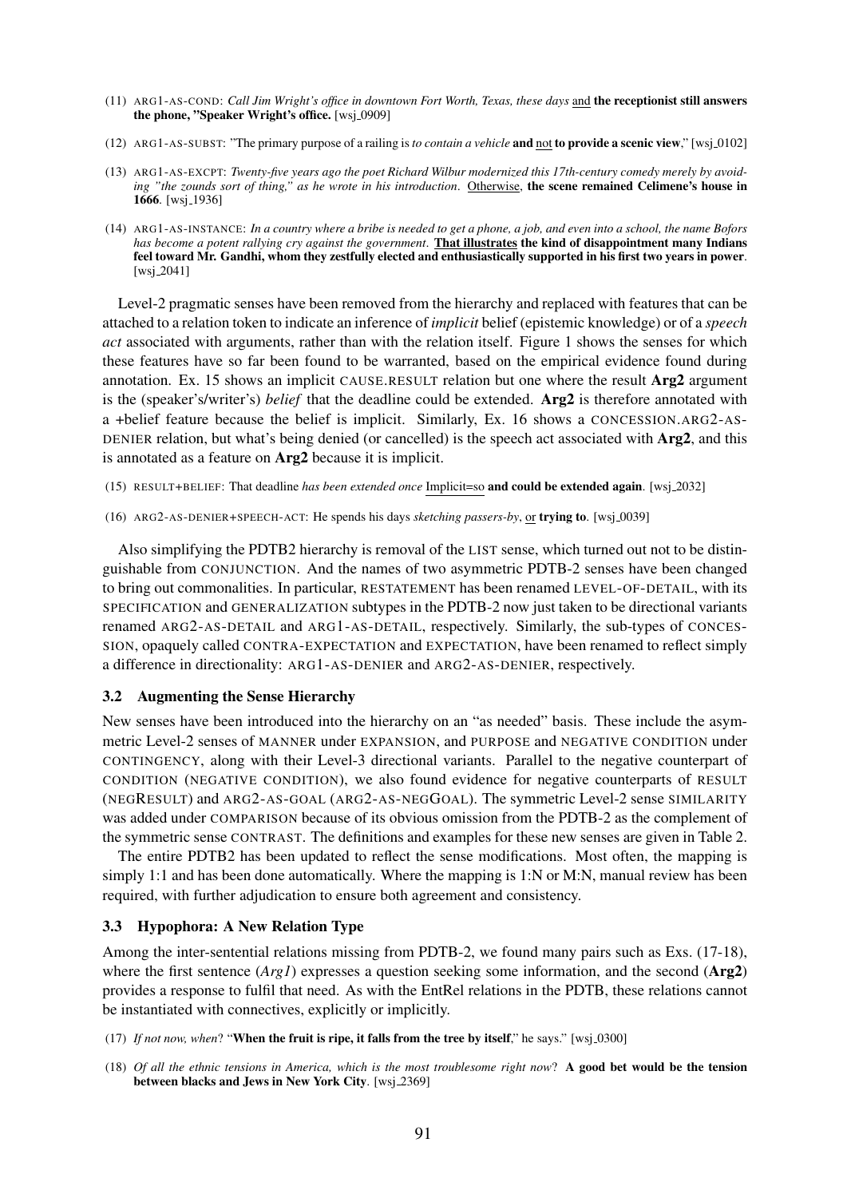(11) ARG1-AS-COND: *Call Jim Wright's office in downtown Fort Worth, Texas, these days* and **the receptionist still answers the phone, "Speaker Wright's office.** [wsj_0909]

(12) ARG1-AS-SUBST: "The primary purpose of a railing is *to contain a vehicle* **and** not **to provide a scenic view**," [wsj_0102]

(13) ARG1-AS-EXCPT: *Twenty-five years ago the poet Richard Wilbur modernized this 17th-century comedy merely by avoiding "the zounds sort of thing," as he wrote in his introduction.* Otherwise, **the scene remained Celimene's house in 1666**. [wsj_1936]

(14) ARG1-AS-INSTANCE: *In a country where a bribe is needed to get a phone, a job, and even into a school, the name Bofors has become a potent rallying cry against the government.* **That illustrates the kind of disappointment many Indians feel toward Mr. Gandhi, whom they zestfully elected and enthusiastically supported in his first two years in power**. [wsj_2041]

Level-2 pragmatic senses have been removed from the hierarchy and replaced with features that can be attached to a relation token to indicate an inference of *implicit* belief (epistemic knowledge) or of a *speech act* associated with arguments, rather than with the relation itself. Figure 1 shows the senses for which these features have so far been found to be warranted, based on the empirical evidence found during annotation. Ex. 15 shows an implicit CAUSE.RESULT relation but one where the result **Arg2** argument is the (speaker's/writer's) *belief* that the deadline could be extended. **Arg2** is therefore annotated with a +belief feature because the belief is implicit. Similarly, Ex. 16 shows a CONCESSION.ARG2-AS-DENIER relation, but what's being denied (or cancelled) is the speech act associated with **Arg2**, and this is annotated as a feature on **Arg2** because it is implicit.

(15) RESULT+BELIEF: That deadline *has been extended once* Implicit=so **and could be extended again**. [wsj_2032]

(16) ARG2-AS-DENIER+SPEECH-ACT: He spends his days *sketching passers-by*, or **trying to**. [wsj_0039]

Also simplifying the PDTB2 hierarchy is removal of the LIST sense, which turned out not to be distinguishable from CONJUNCTION. And the names of two asymmetric PDTB-2 senses have been changed to bring out commonalities. In particular, RESTATEMENT has been renamed LEVEL-OF-DETAIL, with its SPECIFICATION and GENERALIZATION subtypes in the PDTB-2 now just taken to be directional variants renamed ARG2-AS-DETAIL and ARG1-AS-DETAIL, respectively. Similarly, the sub-types of CONCESSION, opaquely called CONTRA-EXPECTATION and EXPECTATION, have been renamed to reflect simply a difference in directionality: ARG1-AS-DENIER and ARG2-AS-DENIER, respectively.

### 3.2 Augmenting the Sense Hierarchy

New senses have been introduced into the hierarchy on an "as needed" basis. These include the asymmetric Level-2 senses of MANNER under EXPANSION, and PURPOSE and NEGATIVE CONDITION under CONTINGENCY, along with their Level-3 directional variants. Parallel to the negative counterpart of CONDITION (NEGATIVE CONDITION), we also found evidence for negative counterparts of RESULT (NEGRESULT) and ARG2-AS-GOAL (ARG2-AS-NEGGOAL). The symmetric Level-2 sense SIMILARITY was added under COMPARISON because of its obvious omission from the PDTB-2 as the complement of the symmetric sense CONTRAST. The definitions and examples for these new senses are given in Table 2.

The entire PDTB2 has been updated to reflect the sense modifications. Most often, the mapping is simply 1:1 and has been done automatically. Where the mapping is 1:N or M:N, manual review has been required, with further adjudication to ensure both agreement and consistency.

### 3.3 Hypophora: A New Relation Type

Among the inter-sentential relations missing from PDTB-2, we found many pairs such as Exs. (17-18), where the first sentence (*Arg1*) expresses a question seeking some information, and the second (**Arg2**) provides a response to fulfil that need. As with the EntRel relations in the PDTB, these relations cannot be instantiated with connectives, explicitly or implicitly.

(17) *If not now, when*? "**When the fruit is ripe, it falls from the tree by itself**," he says." [wsj_0300]

(18) *Of all the ethnic tensions in America, which is the most troublesome right now*? **A good bet would be the tension between blacks and Jews in New York City**. [wsj_2369]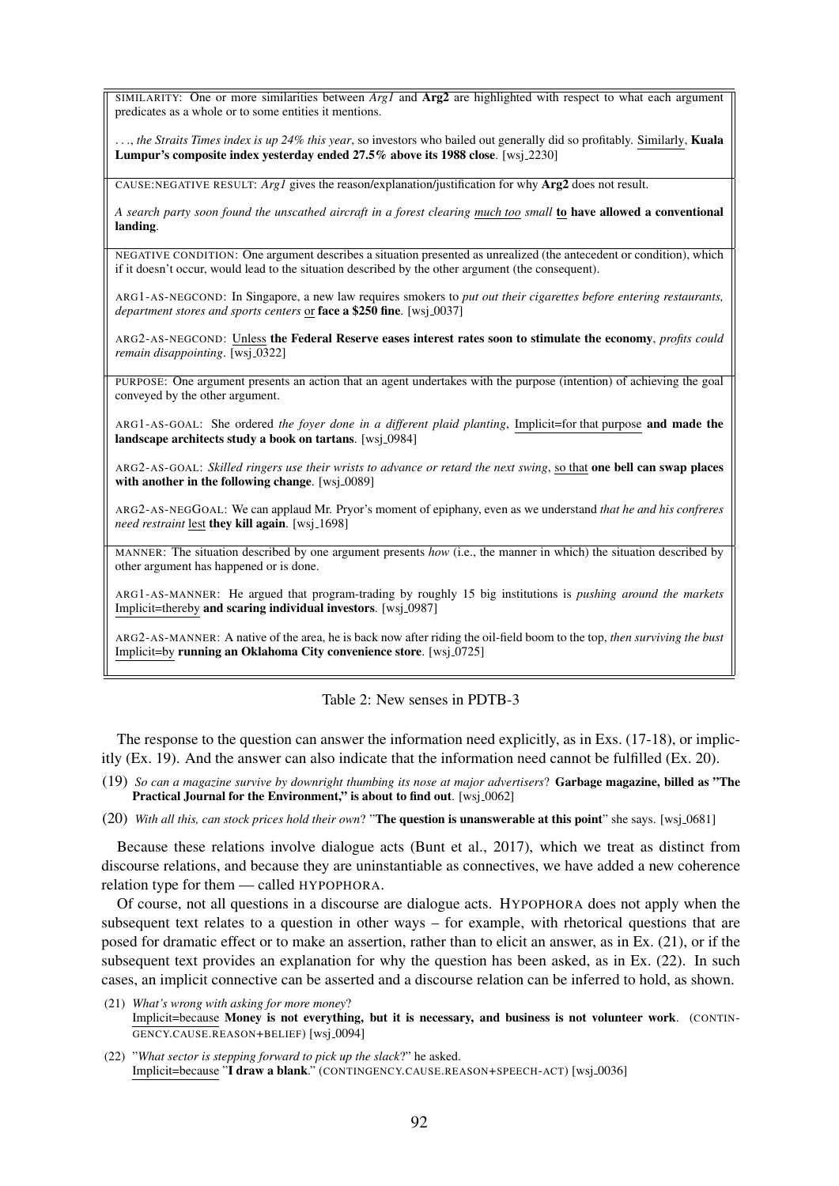| |
|---|
| SIMILARITY: One or more similarities between *Arg1* and **Arg2** are highlighted with respect to what each argument predicates as a whole or to some entities it mentions.<br><br>. . ., *the Straits Times index is up 24% this year*, so investors who bailed out generally did so profitably. Similarly, **Kuala Lumpur's composite index yesterday ended 27.5% above its 1988 close**. [wsj_2230] |
| CAUSE:NEGATIVE RESULT: *Arg1* gives the reason/explanation/justification for why **Arg2** does not result.<br><br>*A search party soon found the unscathed aircraft in a forest clearing much too small* **to have allowed a conventional landing**. |
| NEGATIVE CONDITION: One argument describes a situation presented as unrealized (the antecedent or condition), which if it doesn't occur, would lead to the situation described by the other argument (the consequent).<br><br>ARG1-AS-NEGCOND: In Singapore, a new law requires smokers to *put out their cigarettes before entering restaurants, department stores and sports centers* or **face a $250 fine**. [wsj_0037]<br><br>ARG2-AS-NEGCOND: Unless **the Federal Reserve eases interest rates soon to stimulate the economy**, *profits could remain disappointing*. [wsj_0322] |
| PURPOSE: One argument presents an action that an agent undertakes with the purpose (intention) of achieving the goal conveyed by the other argument.<br><br>ARG1-AS-GOAL: She ordered *the foyer done in a different plaid planting*, Implicit=for that purpose **and made the landscape architects study a book on tartans**. [wsj_0984]<br><br>ARG2-AS-GOAL: *Skilled ringers use their wrists to advance or retard the next swing*, so that **one bell can swap places with another in the following change**. [wsj_0089]<br><br>ARG2-AS-NEGGOAL: We can applaud Mr. Pryor's moment of epiphany, even as we understand *that he and his confreres need restraint* lest **they kill again**. [wsj_1698] |
| MANNER: The situation described by one argument presents *how* (i.e., the manner in which) the situation described by other argument has happened or is done.<br><br>ARG1-AS-MANNER: He argued that program-trading by roughly 15 big institutions is *pushing around the markets* Implicit=thereby **and scaring individual investors**. [wsj_0987]<br><br>ARG2-AS-MANNER: A native of the area, he is back now after riding the oil-field boom to the top, *then surviving the bust* Implicit=by **running an Oklahoma City convenience store**. [wsj_0725] |

Table 2: New senses in PDTB-3

The response to the question can answer the information need explicitly, as in Exs. (17-18), or implicitly (Ex. 19). And the answer can also indicate that the information need cannot be fulfilled (Ex. 20).

(19) *So can a magazine survive by downright thumbing its nose at major advertisers*? **Garbage magazine, billed as "The Practical Journal for the Environment," is about to find out**. [wsj_0062]

(20) *With all this, can stock prices hold their own*? "**The question is unanswerable at this point**" she says. [wsj_0681]

Because these relations involve dialogue acts (Bunt et al., 2017), which we treat as distinct from discourse relations, and because they are uninstantiable as connectives, we have added a new coherence relation type for them — called HYPOPHORA.

Of course, not all questions in a discourse are dialogue acts. HYPOPHORA does not apply when the subsequent text relates to a question in other ways – for example, with rhetorical questions that are posed for dramatic effect or to make an assertion, rather than to elicit an answer, as in Ex. (21), or if the subsequent text provides an explanation for why the question has been asked, as in Ex. (22). In such cases, an implicit connective can be asserted and a discourse relation can be inferred to hold, as shown.

(21) *What's wrong with asking for more money*?
Implicit=because **Money is not everything, but it is necessary, and business is not volunteer work**. (CONTINGENCY.CAUSE.REASON+BELIEF) [wsj_0094]

(22) "*What sector is stepping forward to pick up the slack*?" he asked.
Implicit=because "**I draw a blank**." (CONTINGENCY.CAUSE.REASON+SPEECH-ACT) [wsj_0036]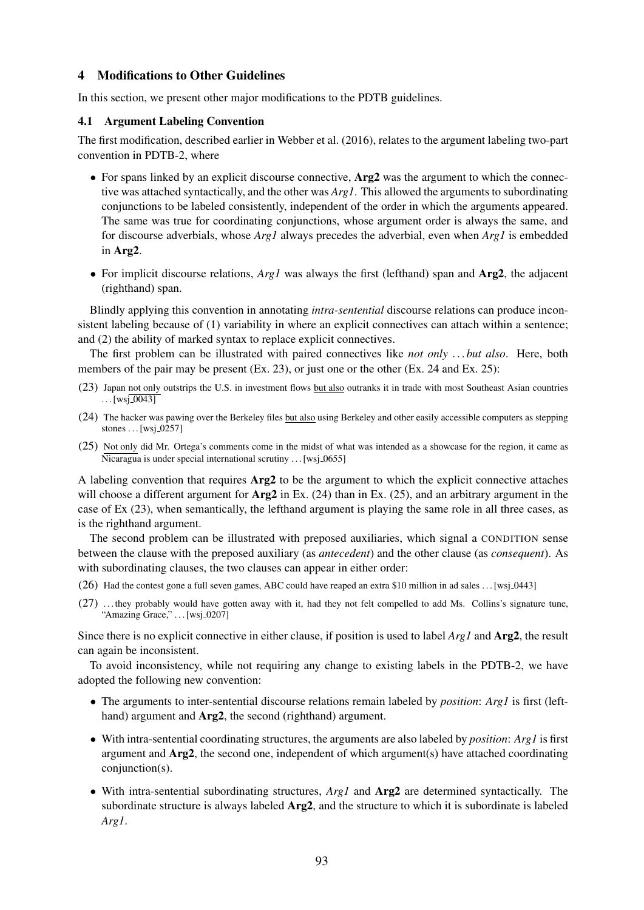## 4 Modifications to Other Guidelines

In this section, we present other major modifications to the PDTB guidelines.

### 4.1 Argument Labeling Convention

The first modification, described earlier in Webber et al. (2016), relates to the argument labeling two-part convention in PDTB-2, where

- For spans linked by an explicit discourse connective, **Arg2** was the argument to which the connective was attached syntactically, and the other was *Arg1*. This allowed the arguments to subordinating conjunctions to be labeled consistently, independent of the order in which the arguments appeared. The same was true for coordinating conjunctions, whose argument order is always the same, and for discourse adverbials, whose *Arg1* always precedes the adverbial, even when *Arg1* is embedded in **Arg2**.
- For implicit discourse relations, *Arg1* was always the first (lefthand) span and **Arg2**, the adjacent (righthand) span.

Blindly applying this convention in annotating *intra-sentential* discourse relations can produce inconsistent labeling because of (1) variability in where an explicit connectives can attach within a sentence; and (2) the ability of marked syntax to replace explicit connectives.

The first problem can be illustrated with paired connectives like *not only* ... *but also*. Here, both members of the pair may be present (Ex. 23), or just one or the other (Ex. 24 and Ex. 25):

(23) Japan <u>not only</u> outstrips the U.S. in investment flows <u>but also</u> outranks it in trade with most Southeast Asian countries ... [wsj_0043]

(24) The hacker was pawing over the Berkeley files <u>but also</u> using Berkeley and other easily accessible computers as stepping stones ... [wsj_0257]

(25) <u>Not only</u> did Mr. Ortega's comments come in the midst of what was intended as a showcase for the region, it came as Nicaragua is under special international scrutiny ... [wsj_0655]

A labeling convention that requires **Arg2** to be the argument to which the explicit connective attaches will choose a different argument for **Arg2** in Ex. (24) than in Ex. (25), and an arbitrary argument in the case of Ex (23), when semantically, the lefthand argument is playing the same role in all three cases, as is the righthand argument.

The second problem can be illustrated with preposed auxiliaries, which signal a CONDITION sense between the clause with the preposed auxiliary (as *antecedent*) and the other clause (as *consequent*). As with subordinating clauses, the two clauses can appear in either order:

(26) Had the contest gone a full seven games, ABC could have reaped an extra $10 million in ad sales ... [wsj_0443]

(27) ... they probably would have gotten away with it, had they not felt compelled to add Ms. Collins's signature tune, "Amazing Grace," ... [wsj_0207]

Since there is no explicit connective in either clause, if position is used to label *Arg1* and **Arg2**, the result can again be inconsistent.

To avoid inconsistency, while not requiring any change to existing labels in the PDTB-2, we have adopted the following new convention:

- The arguments to inter-sentential discourse relations remain labeled by *position*: *Arg1* is first (lefthand) argument and **Arg2**, the second (righthand) argument.
- With intra-sentential coordinating structures, the arguments are also labeled by *position*: *Arg1* is first argument and **Arg2**, the second one, independent of which argument(s) have attached coordinating conjunction(s).
- With intra-sentential subordinating structures, *Arg1* and **Arg2** are determined syntactically. The subordinate structure is always labeled **Arg2**, and the structure to which it is subordinate is labeled *Arg1*.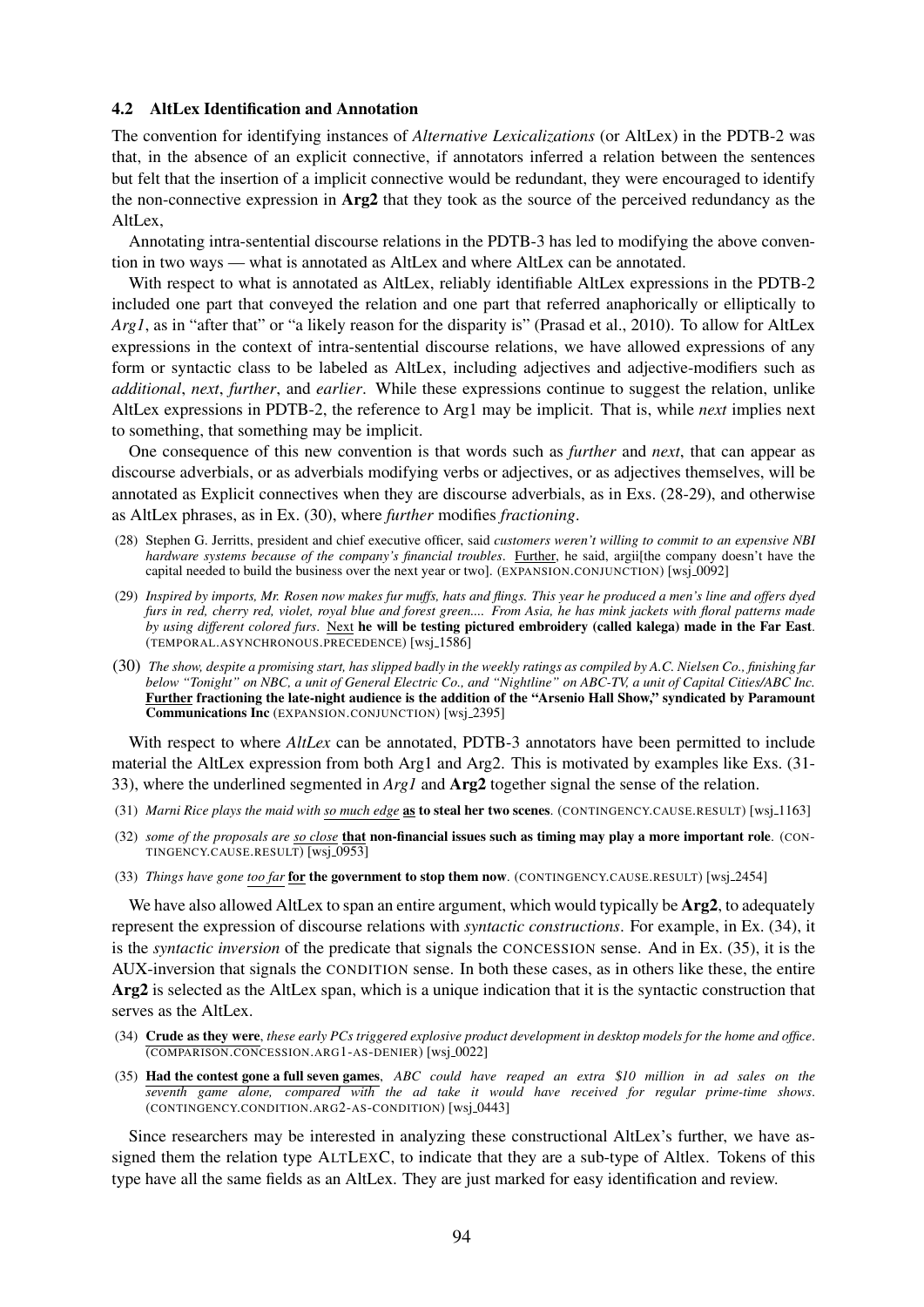### 4.2 AltLex Identification and Annotation

The convention for identifying instances of *Alternative Lexicalizations* (or AltLex) in the PDTB-2 was that, in the absence of an explicit connective, if annotators inferred a relation between the sentences but felt that the insertion of a implicit connective would be redundant, they were encouraged to identify the non-connective expression in **Arg2** that they took as the source of the perceived redundancy as the AltLex,

Annotating intra-sentential discourse relations in the PDTB-3 has led to modifying the above convention in two ways — what is annotated as AltLex and where AltLex can be annotated.

With respect to what is annotated as AltLex, reliably identifiable AltLex expressions in the PDTB-2 included one part that conveyed the relation and one part that referred anaphorically or elliptically to *Arg1*, as in "after that" or "a likely reason for the disparity is" (Prasad et al., 2010). To allow for AltLex expressions in the context of intra-sentential discourse relations, we have allowed expressions of any form or syntactic class to be labeled as AltLex, including adjectives and adjective-modifiers such as *additional*, *next*, *further*, and *earlier*. While these expressions continue to suggest the relation, unlike AltLex expressions in PDTB-2, the reference to Arg1 may be implicit. That is, while *next* implies next to something, that something may be implicit.

One consequence of this new convention is that words such as *further* and *next*, that can appear as discourse adverbials, or as adverbials modifying verbs or adjectives, or as adjectives themselves, will be annotated as Explicit connectives when they are discourse adverbials, as in Exs. (28-29), and otherwise as AltLex phrases, as in Ex. (30), where *further* modifies *fractioning*.

(28) Stephen G. Jerritts, president and chief executive officer, said *customers weren't willing to commit to an expensive NBI hardware systems because of the company's financial troubles*. <u>Further</u>, he said, argii[the company doesn't have the capital needed to build the business over the next year or two]. (EXPANSION.CONJUNCTION) [wsj_0092]

(29) *Inspired by imports, Mr. Rosen now makes fur muffs, hats and flings. This year he produced a men's line and offers dyed furs in red, cherry red, violet, royal blue and forest green.... From Asia, he has mink jackets with floral patterns made by using different colored furs*. <u>Next</u> **he will be testing pictured embroidery (called kalega) made in the Far East**. (TEMPORAL.ASYNCHRONOUS.PRECEDENCE) [wsj_1586]

(30) *The show, despite a promising start, has slipped badly in the weekly ratings as compiled by A.C. Nielsen Co., finishing far below "Tonight" on NBC, a unit of General Electric Co., and "Nightline" on ABC-TV, a unit of Capital Cities/ABC Inc.* **<u>Further</u> fractioning the late-night audience is the addition of the "Arsenio Hall Show," syndicated by Paramount Communications Inc** (EXPANSION.CONJUNCTION) [wsj_2395]

With respect to where *AltLex* can be annotated, PDTB-3 annotators have been permitted to include material the AltLex expression from both Arg1 and Arg2. This is motivated by examples like Exs. (31-33), where the underlined segmented in *Arg1* and **Arg2** together signal the sense of the relation.

(31) *Marni Rice plays the maid with <u>so much edge</u>* **<u>as</u> to steal her two scenes**. (CONTINGENCY.CAUSE.RESULT) [wsj_1163]

(32) *some of the proposals are <u>so close</u>* **<u>that</u> non-financial issues such as timing may play a more important role**. (CONTINGENCY.CAUSE.RESULT) [wsj_0953]

(33) *Things have gone <u>too far</u>* **<u>for</u> the government to stop them now**. (CONTINGENCY.CAUSE.RESULT) [wsj_2454]

We have also allowed AltLex to span an entire argument, which would typically be **Arg2**, to adequately represent the expression of discourse relations with *syntactic constructions*. For example, in Ex. (34), it is the *syntactic inversion* of the predicate that signals the CONCESSION sense. And in Ex. (35), it is the AUX-inversion that signals the CONDITION sense. In both these cases, as in others like these, the entire **Arg2** is selected as the AltLex span, which is a unique indication that it is the syntactic construction that serves as the AltLex.

(34) **<u>Crude as they were</u>**, *these early PCs triggered explosive product development in desktop models for the home and office*. (COMPARISON.CONCESSION.ARG1-AS-DENIER) [wsj_0022]

(35) **<u>Had the contest gone a full seven games</u>**, *ABC could have reaped an extra $10 million in ad sales on the seventh game alone, compared with the ad take it would have received for regular prime-time shows*. (CONTINGENCY.CONDITION.ARG2-AS-CONDITION) [wsj_0443]

Since researchers may be interested in analyzing these constructional AltLex's further, we have assigned them the relation type ALTLEXC, to indicate that they are a sub-type of Altlex. Tokens of this type have all the same fields as an AltLex. They are just marked for easy identification and review.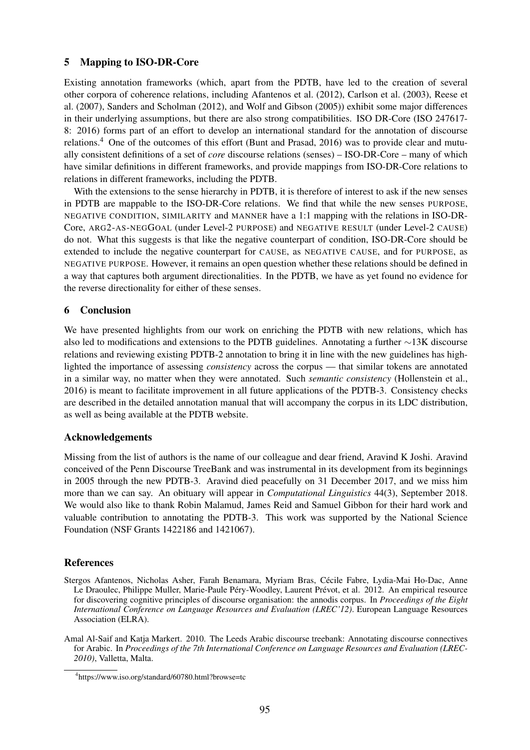## 5 Mapping to ISO-DR-Core

Existing annotation frameworks (which, apart from the PDTB, have led to the creation of several other corpora of coherence relations, including Afantenos et al. (2012), Carlson et al. (2003), Reese et al. (2007), Sanders and Scholman (2012), and Wolf and Gibson (2005)) exhibit some major differences in their underlying assumptions, but there are also strong compatibilities. ISO DR-Core (ISO 247617-8: 2016) forms part of an effort to develop an international standard for the annotation of discourse relations.[4] One of the outcomes of this effort (Bunt and Prasad, 2016) was to provide clear and mutually consistent definitions of a set of *core* discourse relations (senses) – ISO-DR-Core – many of which have similar definitions in different frameworks, and provide mappings from ISO-DR-Core relations to relations in different frameworks, including the PDTB.

With the extensions to the sense hierarchy in PDTB, it is therefore of interest to ask if the new senses in PDTB are mappable to the ISO-DR-Core relations. We find that while the new senses PURPOSE, NEGATIVE CONDITION, SIMILARITY and MANNER have a 1:1 mapping with the relations in ISO-DR-Core, ARG2-AS-NEGGOAL (under Level-2 PURPOSE) and NEGATIVE RESULT (under Level-2 CAUSE) do not. What this suggests is that like the negative counterpart of condition, ISO-DR-Core should be extended to include the negative counterpart for CAUSE, as NEGATIVE CAUSE, and for PURPOSE, as NEGATIVE PURPOSE. However, it remains an open question whether these relations should be defined in a way that captures both argument directionalities. In the PDTB, we have as yet found no evidence for the reverse directionality for either of these senses.

## 6 Conclusion

We have presented highlights from our work on enriching the PDTB with new relations, which has also led to modifications and extensions to the PDTB guidelines. Annotating a further ∼13K discourse relations and reviewing existing PDTB-2 annotation to bring it in line with the new guidelines has highlighted the importance of assessing *consistency* across the corpus — that similar tokens are annotated in a similar way, no matter when they were annotated. Such *semantic consistency* (Hollenstein et al., 2016) is meant to facilitate improvement in all future applications of the PDTB-3. Consistency checks are described in the detailed annotation manual that will accompany the corpus in its LDC distribution, as well as being available at the PDTB website.

### Acknowledgements

Missing from the list of authors is the name of our colleague and dear friend, Aravind K Joshi. Aravind conceived of the Penn Discourse TreeBank and was instrumental in its development from its beginnings in 2005 through the new PDTB-3. Aravind died peacefully on 31 December 2017, and we miss him more than we can say. An obituary will appear in *Computational Linguistics* 44(3), September 2018. We would also like to thank Robin Malamud, James Reid and Samuel Gibbon for their hard work and valuable contribution to annotating the PDTB-3. This work was supported by the National Science Foundation (NSF Grants 1422186 and 1421067).

### References

Stergos Afantenos, Nicholas Asher, Farah Benamara, Myriam Bras, Cécile Fabre, Lydia-Mai Ho-Dac, Anne Le Draoulec, Philippe Muller, Marie-Paule Péry-Woodley, Laurent Prévot, et al. 2012. An empirical resource for discovering cognitive principles of discourse organisation: the annodis corpus. In *Proceedings of the Eight International Conference on Language Resources and Evaluation (LREC'12)*. European Language Resources Association (ELRA).

Amal Al-Saif and Katja Markert. 2010. The Leeds Arabic discourse treebank: Annotating discourse connectives for Arabic. In *Proceedings of the 7th International Conference on Language Resources and Evaluation (LREC-2010)*, Valletta, Malta.

[4] https://www.iso.org/standard/60780.html?browse=tc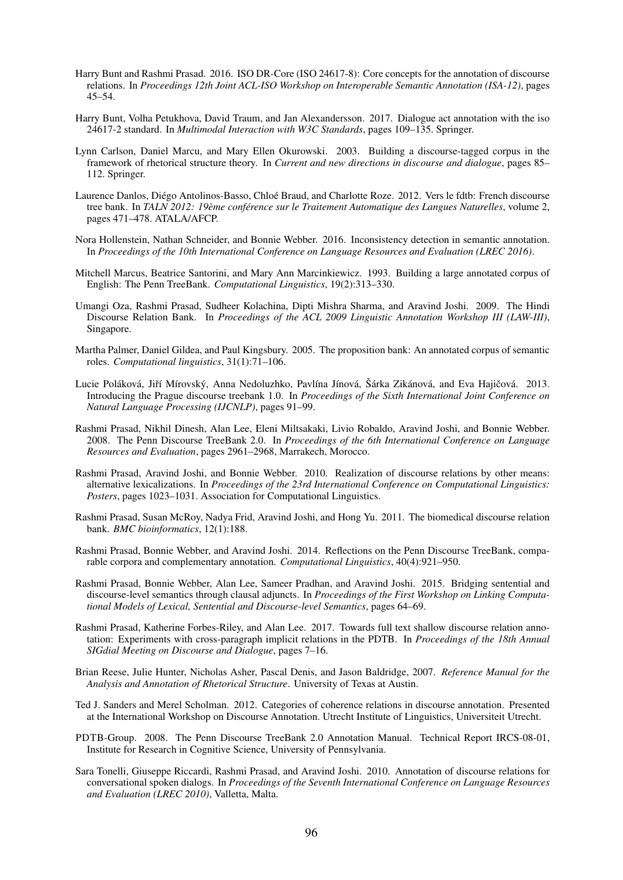Harry Bunt and Rashmi Prasad. 2016. ISO DR-Core (ISO 24617-8): Core concepts for the annotation of discourse relations. In *Proceedings 12th Joint ACL-ISO Workshop on Interoperable Semantic Annotation (ISA-12)*, pages 45–54.

Harry Bunt, Volha Petukhova, David Traum, and Jan Alexandersson. 2017. Dialogue act annotation with the iso 24617-2 standard. In *Multimodal Interaction with W3C Standards*, pages 109–135. Springer.

Lynn Carlson, Daniel Marcu, and Mary Ellen Okurowski. 2003. Building a discourse-tagged corpus in the framework of rhetorical structure theory. In *Current and new directions in discourse and dialogue*, pages 85–112. Springer.

Laurence Danlos, Diégo Antolinos-Basso, Chloé Braud, and Charlotte Roze. 2012. Vers le fdtb: French discourse tree bank. In *TALN 2012: 19ème conférence sur le Traitement Automatique des Langues Naturelles*, volume 2, pages 471–478. ATALA/AFCP.

Nora Hollenstein, Nathan Schneider, and Bonnie Webber. 2016. Inconsistency detection in semantic annotation. In *Proceedings of the 10th International Conference on Language Resources and Evaluation (LREC 2016)*.

Mitchell Marcus, Beatrice Santorini, and Mary Ann Marcinkiewicz. 1993. Building a large annotated corpus of English: The Penn TreeBank. *Computational Linguistics*, 19(2):313–330.

Umangi Oza, Rashmi Prasad, Sudheer Kolachina, Dipti Mishra Sharma, and Aravind Joshi. 2009. The Hindi Discourse Relation Bank. In *Proceedings of the ACL 2009 Linguistic Annotation Workshop III (LAW-III)*, Singapore.

Martha Palmer, Daniel Gildea, and Paul Kingsbury. 2005. The proposition bank: An annotated corpus of semantic roles. *Computational linguistics*, 31(1):71–106.

Lucie Poláková, Jiří Mírovský, Anna Nedoluzhko, Pavlína Jínová, Šárka Zikánová, and Eva Hajičová. 2013. Introducing the Prague discourse treebank 1.0. In *Proceedings of the Sixth International Joint Conference on Natural Language Processing (IJCNLP)*, pages 91–99.

Rashmi Prasad, Nikhil Dinesh, Alan Lee, Eleni Miltsakaki, Livio Robaldo, Aravind Joshi, and Bonnie Webber. 2008. The Penn Discourse TreeBank 2.0. In *Proceedings of the 6th International Conference on Language Resources and Evaluation*, pages 2961–2968, Marrakech, Morocco.

Rashmi Prasad, Aravind Joshi, and Bonnie Webber. 2010. Realization of discourse relations by other means: alternative lexicalizations. In *Proceedings of the 23rd International Conference on Computational Linguistics: Posters*, pages 1023–1031. Association for Computational Linguistics.

Rashmi Prasad, Susan McRoy, Nadya Frid, Aravind Joshi, and Hong Yu. 2011. The biomedical discourse relation bank. *BMC bioinformatics*, 12(1):188.

Rashmi Prasad, Bonnie Webber, and Aravind Joshi. 2014. Reflections on the Penn Discourse TreeBank, comparable corpora and complementary annotation. *Computational Linguistics*, 40(4):921–950.

Rashmi Prasad, Bonnie Webber, Alan Lee, Sameer Pradhan, and Aravind Joshi. 2015. Bridging sentential and discourse-level semantics through clausal adjuncts. In *Proceedings of the First Workshop on Linking Computational Models of Lexical, Sentential and Discourse-level Semantics*, pages 64–69.

Rashmi Prasad, Katherine Forbes-Riley, and Alan Lee. 2017. Towards full text shallow discourse relation annotation: Experiments with cross-paragraph implicit relations in the PDTB. In *Proceedings of the 18th Annual SIGdial Meeting on Discourse and Dialogue*, pages 7–16.

Brian Reese, Julie Hunter, Nicholas Asher, Pascal Denis, and Jason Baldridge, 2007. *Reference Manual for the Analysis and Annotation of Rhetorical Structure*. University of Texas at Austin.

Ted J. Sanders and Merel Scholman. 2012. Categories of coherence relations in discourse annotation. Presented at the International Workshop on Discourse Annotation. Utrecht Institute of Linguistics, Universiteit Utrecht.

PDTB-Group. 2008. The Penn Discourse TreeBank 2.0 Annotation Manual. Technical Report IRCS-08-01, Institute for Research in Cognitive Science, University of Pennsylvania.

Sara Tonelli, Giuseppe Riccardi, Rashmi Prasad, and Aravind Joshi. 2010. Annotation of discourse relations for conversational spoken dialogs. In *Proceedings of the Seventh International Conference on Language Resources and Evaluation (LREC 2010)*, Valletta, Malta.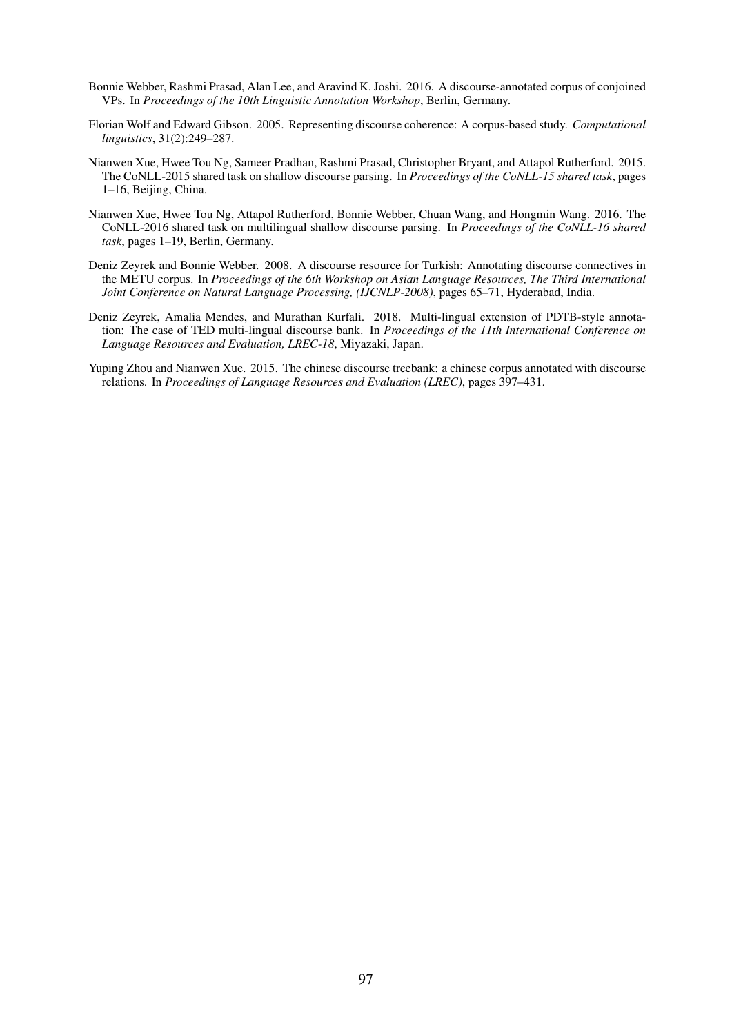Bonnie Webber, Rashmi Prasad, Alan Lee, and Aravind K. Joshi. 2016. A discourse-annotated corpus of conjoined VPs. In *Proceedings of the 10th Linguistic Annotation Workshop*, Berlin, Germany.

Florian Wolf and Edward Gibson. 2005. Representing discourse coherence: A corpus-based study. *Computational linguistics*, 31(2):249–287.

Nianwen Xue, Hwee Tou Ng, Sameer Pradhan, Rashmi Prasad, Christopher Bryant, and Attapol Rutherford. 2015. The CoNLL-2015 shared task on shallow discourse parsing. In *Proceedings of the CoNLL-15 shared task*, pages 1–16, Beijing, China.

Nianwen Xue, Hwee Tou Ng, Attapol Rutherford, Bonnie Webber, Chuan Wang, and Hongmin Wang. 2016. The CoNLL-2016 shared task on multilingual shallow discourse parsing. In *Proceedings of the CoNLL-16 shared task*, pages 1–19, Berlin, Germany.

Deniz Zeyrek and Bonnie Webber. 2008. A discourse resource for Turkish: Annotating discourse connectives in the METU corpus. In *Proceedings of the 6th Workshop on Asian Language Resources, The Third International Joint Conference on Natural Language Processing, (IJCNLP-2008)*, pages 65–71, Hyderabad, India.

Deniz Zeyrek, Amalia Mendes, and Murathan Kurfali. 2018. Multi-lingual extension of PDTB-style annotation: The case of TED multi-lingual discourse bank. In *Proceedings of the 11th International Conference on Language Resources and Evaluation, LREC-18*, Miyazaki, Japan.

Yuping Zhou and Nianwen Xue. 2015. The chinese discourse treebank: a chinese corpus annotated with discourse relations. In *Proceedings of Language Resources and Evaluation (LREC)*, pages 397–431.